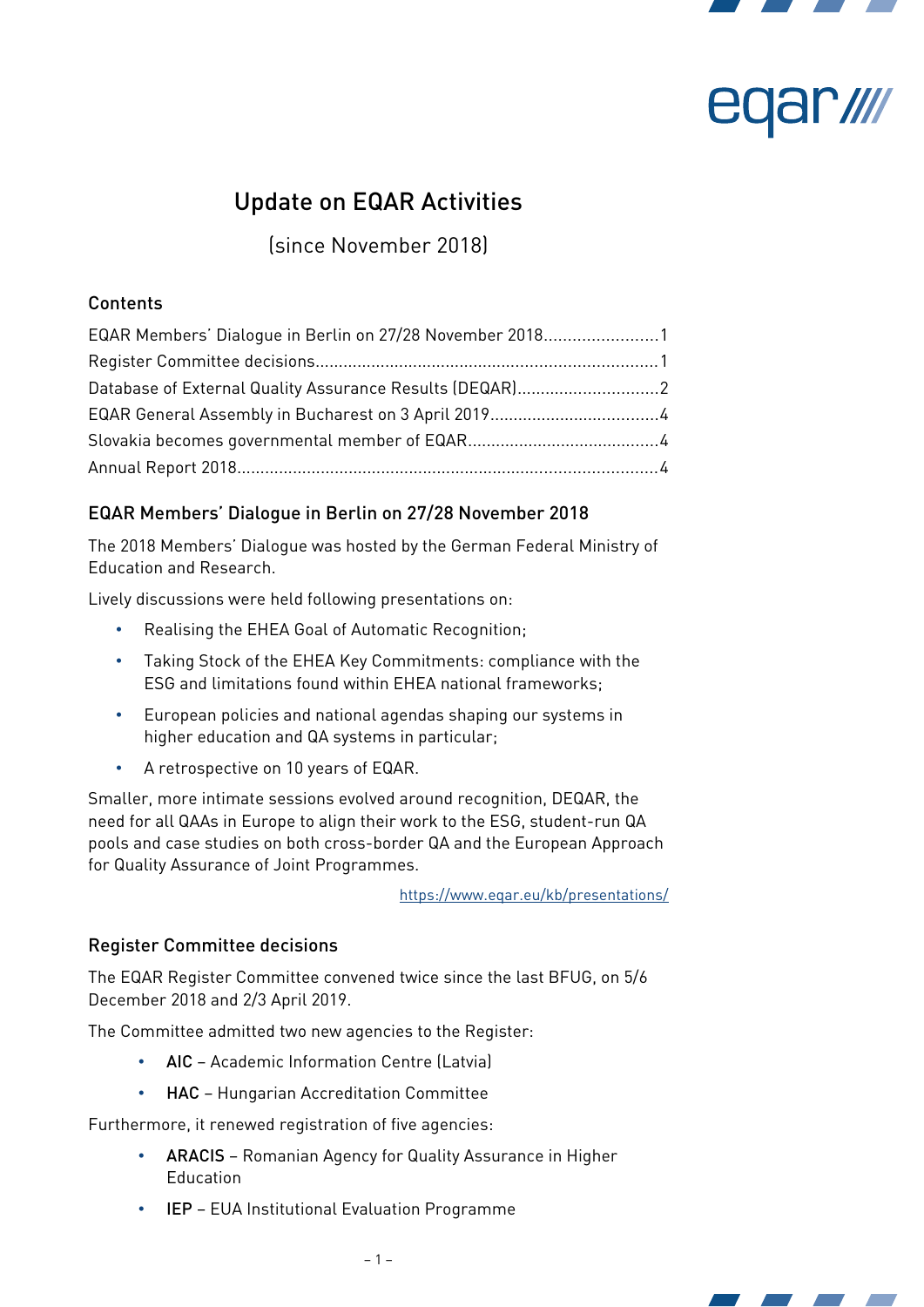# Update on EQAR Activities

(since November 2018)

## Contents

EQAR Members' Dialogue in Berlin on 27/28 November 2018........................1
Register Committee decisions........................................................................1
Database of External Quality Assurance Results (DEQAR).............................2
EQAR General Assembly in Bucharest on 3 April 2019...................................4
Slovakia becomes governmental member of EQAR........................................4
Annual Report 2018.........................................................................................4

## EQAR Members' Dialogue in Berlin on 27/28 November 2018

The 2018 Members' Dialogue was hosted by the German Federal Ministry of Education and Research.

Lively discussions were held following presentations on:

- Realising the EHEA Goal of Automatic Recognition;
- Taking Stock of the EHEA Key Commitments: compliance with the ESG and limitations found within EHEA national frameworks;
- European policies and national agendas shaping our systems in higher education and QA systems in particular;
- A retrospective on 10 years of EQAR.

Smaller, more intimate sessions evolved around recognition, DEQAR, the need for all QAAs in Europe to align their work to the ESG, student-run QA pools and case studies on both cross-border QA and the European Approach for Quality Assurance of Joint Programmes.

https://www.eqar.eu/kb/presentations/

## Register Committee decisions

The EQAR Register Committee convened twice since the last BFUG, on 5/6 December 2018 and 2/3 April 2019.

The Committee admitted two new agencies to the Register:

- **AIC** – Academic Information Centre (Latvia)
- **HAC** – Hungarian Accreditation Committee

Furthermore, it renewed registration of five agencies:

- **ARACIS** – Romanian Agency for Quality Assurance in Higher Education
- **IEP** – EUA Institutional Evaluation Programme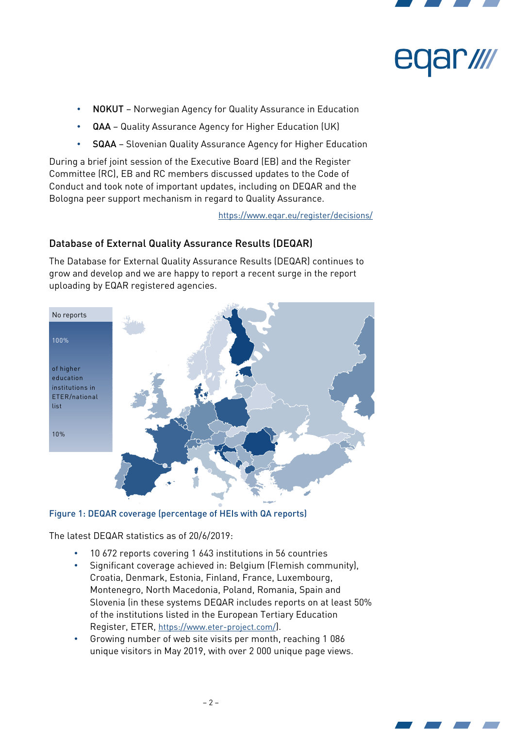- **NOKUT** – Norwegian Agency for Quality Assurance in Education
- **QAA** – Quality Assurance Agency for Higher Education (UK)
- **SQAA** – Slovenian Quality Assurance Agency for Higher Education

During a brief joint session of the Executive Board (EB) and the Register Committee (RC), EB and RC members discussed updates to the Code of Conduct and took note of important updates, including on DEQAR and the Bologna peer support mechanism in regard to Quality Assurance.

https://www.eqar.eu/register/decisions/

## Database of External Quality Assurance Results (DEQAR)

The Database for External Quality Assurance Results (DEQAR) continues to grow and develop and we are happy to report a recent surge in the report uploading by EQAR registered agencies.

No reports

100%

of higher education institutions in ETER/national list

10%

Figure 1: DEQAR coverage (percentage of HEIs with QA reports)

The latest DEQAR statistics as of 20/6/2019:

- 10 672 reports covering 1 643 institutions in 56 countries
- Significant coverage achieved in: Belgium (Flemish community), Croatia, Denmark, Estonia, Finland, France, Luxembourg, Montenegro, North Macedonia, Poland, Romania, Spain and Slovenia (in these systems DEQAR includes reports on at least 50% of the institutions listed in the European Tertiary Education Register, ETER, https://www.eter-project.com/).
- Growing number of web site visits per month, reaching 1 086 unique visitors in May 2019, with over 2 000 unique page views.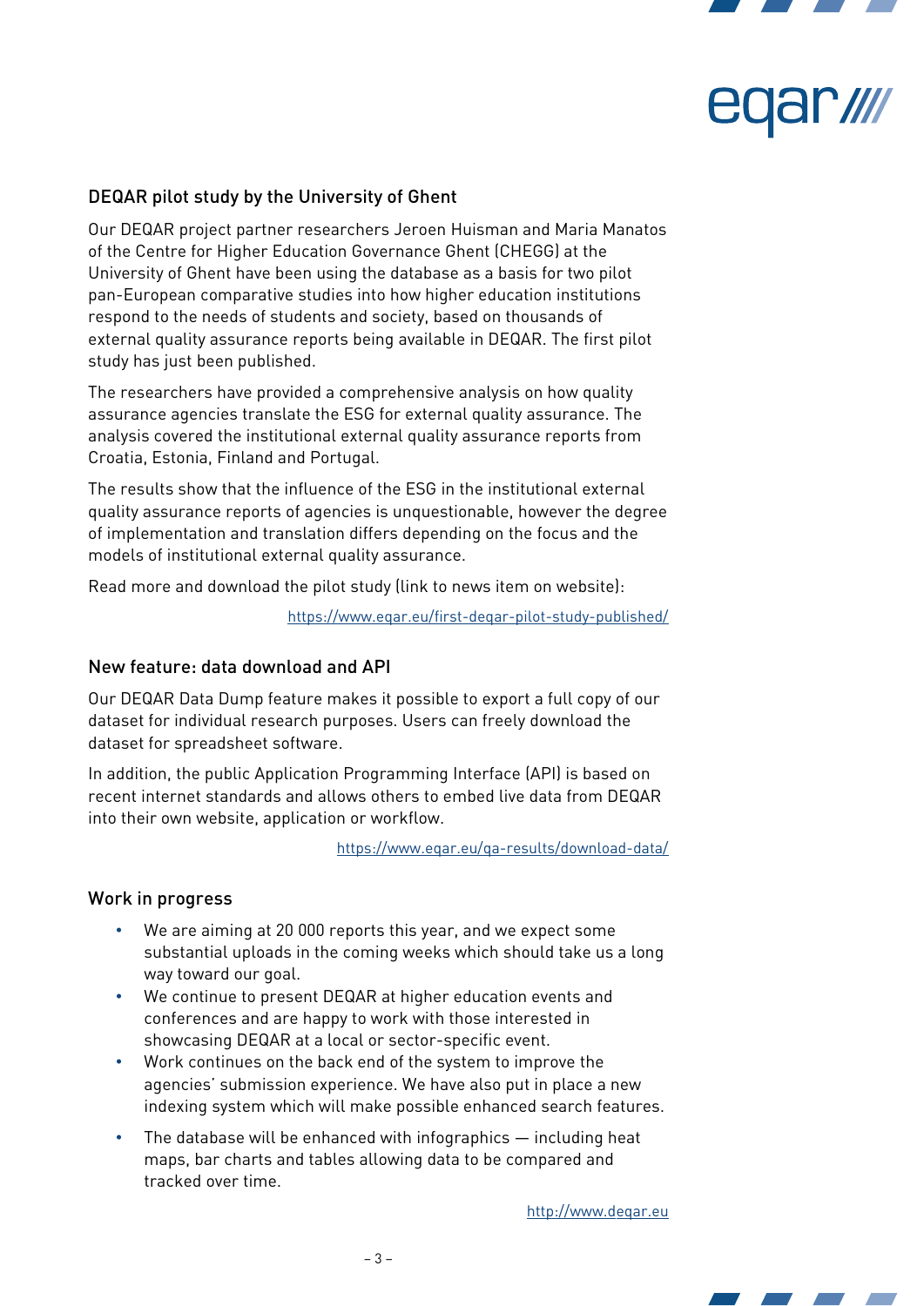## DEQAR pilot study by the University of Ghent

Our DEQAR project partner researchers Jeroen Huisman and Maria Manatos of the Centre for Higher Education Governance Ghent (CHEGG) at the University of Ghent have been using the database as a basis for two pilot pan-European comparative studies into how higher education institutions respond to the needs of students and society, based on thousands of external quality assurance reports being available in DEQAR. The first pilot study has just been published.

The researchers have provided a comprehensive analysis on how quality assurance agencies translate the ESG for external quality assurance. The analysis covered the institutional external quality assurance reports from Croatia, Estonia, Finland and Portugal.

The results show that the influence of the ESG in the institutional external quality assurance reports of agencies is unquestionable, however the degree of implementation and translation differs depending on the focus and the models of institutional external quality assurance.

Read more and download the pilot study (link to news item on website):

https://www.eqar.eu/first-deqar-pilot-study-published/

## New feature: data download and API

Our DEQAR Data Dump feature makes it possible to export a full copy of our dataset for individual research purposes. Users can freely download the dataset for spreadsheet software.

In addition, the public Application Programming Interface (API) is based on recent internet standards and allows others to embed live data from DEQAR into their own website, application or workflow.

https://www.eqar.eu/qa-results/download-data/

## Work in progress

- We are aiming at 20 000 reports this year, and we expect some substantial uploads in the coming weeks which should take us a long way toward our goal.
- We continue to present DEQAR at higher education events and conferences and are happy to work with those interested in showcasing DEQAR at a local or sector-specific event.
- Work continues on the back end of the system to improve the agencies' submission experience. We have also put in place a new indexing system which will make possible enhanced search features.
- The database will be enhanced with infographics — including heat maps, bar charts and tables allowing data to be compared and tracked over time.

http://www.deqar.eu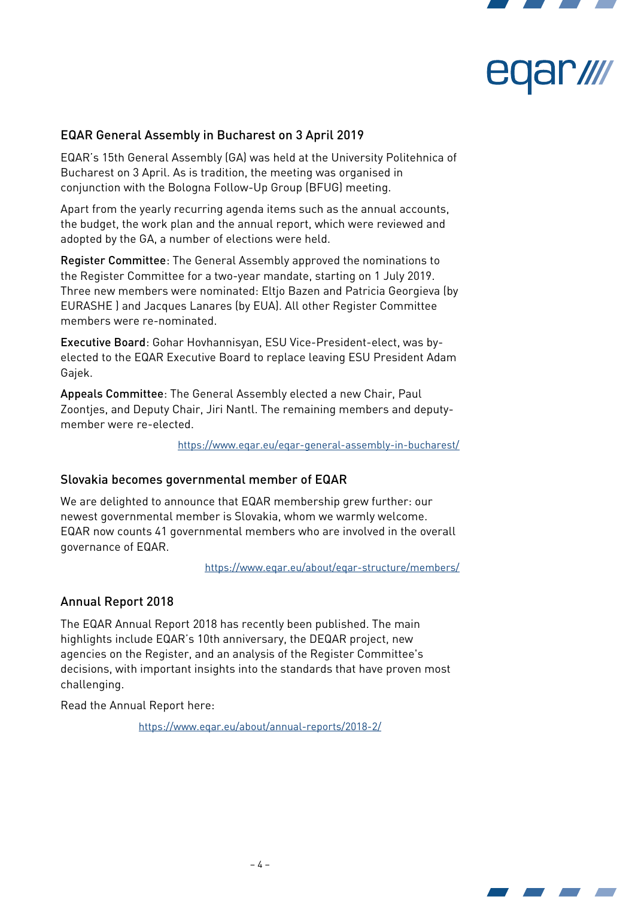## EQAR General Assembly in Bucharest on 3 April 2019

EQAR's 15th General Assembly (GA) was held at the University Politehnica of Bucharest on 3 April. As is tradition, the meeting was organised in conjunction with the Bologna Follow-Up Group (BFUG) meeting.

Apart from the yearly recurring agenda items such as the annual accounts, the budget, the work plan and the annual report, which were reviewed and adopted by the GA, a number of elections were held.

Register Committee: The General Assembly approved the nominations to the Register Committee for a two-year mandate, starting on 1 July 2019. Three new members were nominated: Eltjo Bazen and Patricia Georgieva (by EURASHE ) and Jacques Lanares (by EUA). All other Register Committee members were re-nominated.

Executive Board: Gohar Hovhannisyan, ESU Vice-President-elect, was by-elected to the EQAR Executive Board to replace leaving ESU President Adam Gajek.

Appeals Committee: The General Assembly elected a new Chair, Paul Zoontjes, and Deputy Chair, Jiri Nantl. The remaining members and deputy-member were re-elected.

https://www.eqar.eu/eqar-general-assembly-in-bucharest/

## Slovakia becomes governmental member of EQAR

We are delighted to announce that EQAR membership grew further: our newest governmental member is Slovakia, whom we warmly welcome. EQAR now counts 41 governmental members who are involved in the overall governance of EQAR.

https://www.eqar.eu/about/eqar-structure/members/

## Annual Report 2018

The EQAR Annual Report 2018 has recently been published. The main highlights include EQAR's 10th anniversary, the DEQAR project, new agencies on the Register, and an analysis of the Register Committee's decisions, with important insights into the standards that have proven most challenging.

Read the Annual Report here:

https://www.eqar.eu/about/annual-reports/2018-2/